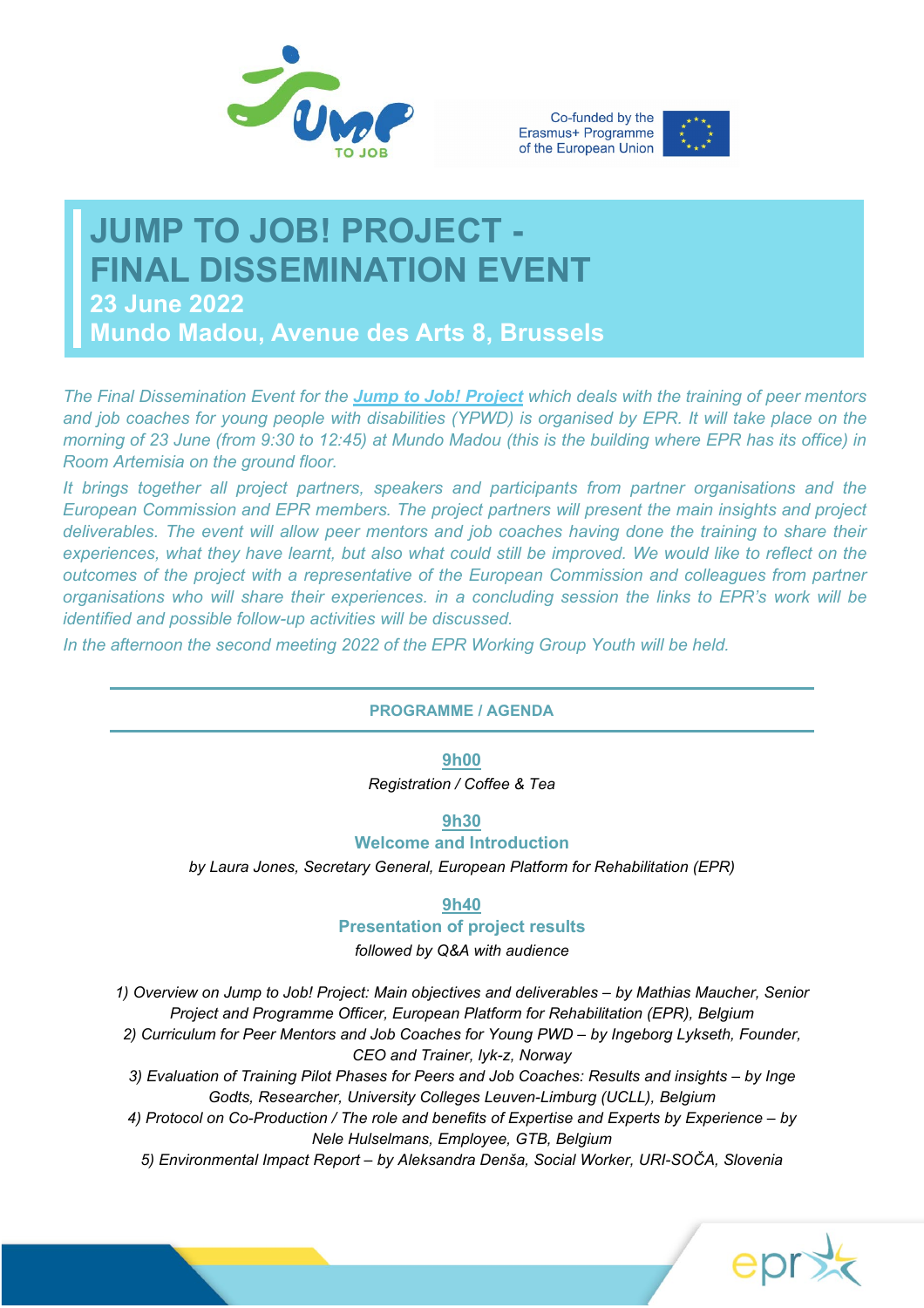Co-funded by the Erasmus+ Programme of the European Union

# JUMP TO JOB! PROJECT - FINAL DISSEMINATION EVENT

## 23 June 2022

## Mundo Madou, Avenue des Arts 8, Brussels

*The Final Dissemination Event for the **Jump to Job! Project** which deals with the training of peer mentors and job coaches for young people with disabilities (YPWD) is organised by EPR. It will take place on the morning of 23 June (from 9:30 to 12:45) at Mundo Madou (this is the building where EPR has its office) in Room Artemisia on the ground floor.*

*It brings together all project partners, speakers and participants from partner organisations and the European Commission and EPR members. The project partners will present the main insights and project deliverables. The event will allow peer mentors and job coaches having done the training to share their experiences, what they have learnt, but also what could still be improved. We would like to reflect on the outcomes of the project with a representative of the European Commission and colleagues from partner organisations who will share their experiences. in a concluding session the links to EPR's work will be identified and possible follow-up activities will be discussed.*

*In the afternoon the second meeting 2022 of the EPR Working Group Youth will be held.*

---

**PROGRAMME / AGENDA**

---

**9h00**

*Registration / Coffee & Tea*

**9h30**

**Welcome and Introduction**

*by Laura Jones, Secretary General, European Platform for Rehabilitation (EPR)*

**9h40**

**Presentation of project results**

*followed by Q&A with audience*

*1) Overview on Jump to Job! Project: Main objectives and deliverables – by Mathias Maucher, Senior Project and Programme Officer, European Platform for Rehabilitation (EPR), Belgium*

*2) Curriculum for Peer Mentors and Job Coaches for Young PWD – by Ingeborg Lykseth, Founder, CEO and Trainer, lyk-z, Norway*

*3) Evaluation of Training Pilot Phases for Peers and Job Coaches: Results and insights – by Inge Godts, Researcher, University Colleges Leuven-Limburg (UCLL), Belgium*

*4) Protocol on Co-Production / The role and benefits of Expertise and Experts by Experience – by Nele Hulselmans, Employee, GTB, Belgium*

*5) Environmental Impact Report – by Aleksandra Denša, Social Worker, URI-SOČA, Slovenia*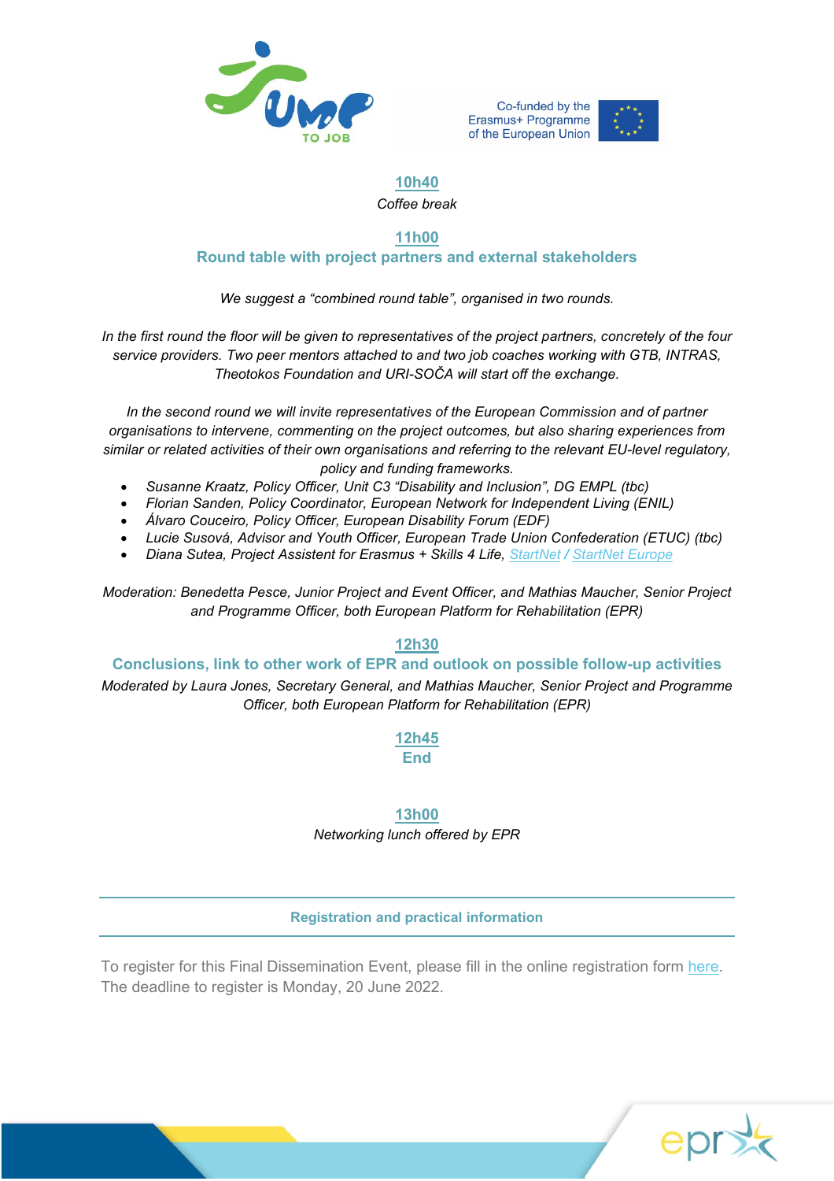**10h40**

*Coffee break*

**11h00**

## Round table with project partners and external stakeholders

*We suggest a "combined round table", organised in two rounds.*

*In the first round the floor will be given to representatives of the project partners, concretely of the four service providers. Two peer mentors attached to and two job coaches working with GTB, INTRAS, Theotokos Foundation and URI-SOČA will start off the exchange.*

*In the second round we will invite representatives of the European Commission and of partner organisations to intervene, commenting on the project outcomes, but also sharing experiences from similar or related activities of their own organisations and referring to the relevant EU-level regulatory, policy and funding frameworks.*

- *Susanne Kraatz, Policy Officer, Unit C3 "Disability and Inclusion", DG EMPL (tbc)*
- *Florian Sanden, Policy Coordinator, European Network for Independent Living (ENIL)*
- *Álvaro Couceiro, Policy Officer, European Disability Forum (EDF)*
- *Lucie Susová, Advisor and Youth Officer, European Trade Union Confederation (ETUC) (tbc)*
- *Diana Sutea, Project Assistant for Erasmus + Skills 4 Life, StartNet / StartNet Europe*

*Moderation: Benedetta Pesce, Junior Project and Event Officer, and Mathias Maucher, Senior Project and Programme Officer, both European Platform for Rehabilitation (EPR)*

**12h30**

## Conclusions, link to other work of EPR and outlook on possible follow-up activities

*Moderated by Laura Jones, Secretary General, and Mathias Maucher, Senior Project and Programme Officer, both European Platform for Rehabilitation (EPR)*

**12h45**

**End**

**13h00**

*Networking lunch offered by EPR*

---

### Registration and practical information

---

To register for this Final Dissemination Event, please fill in the online registration form here. The deadline to register is Monday, 20 June 2022.